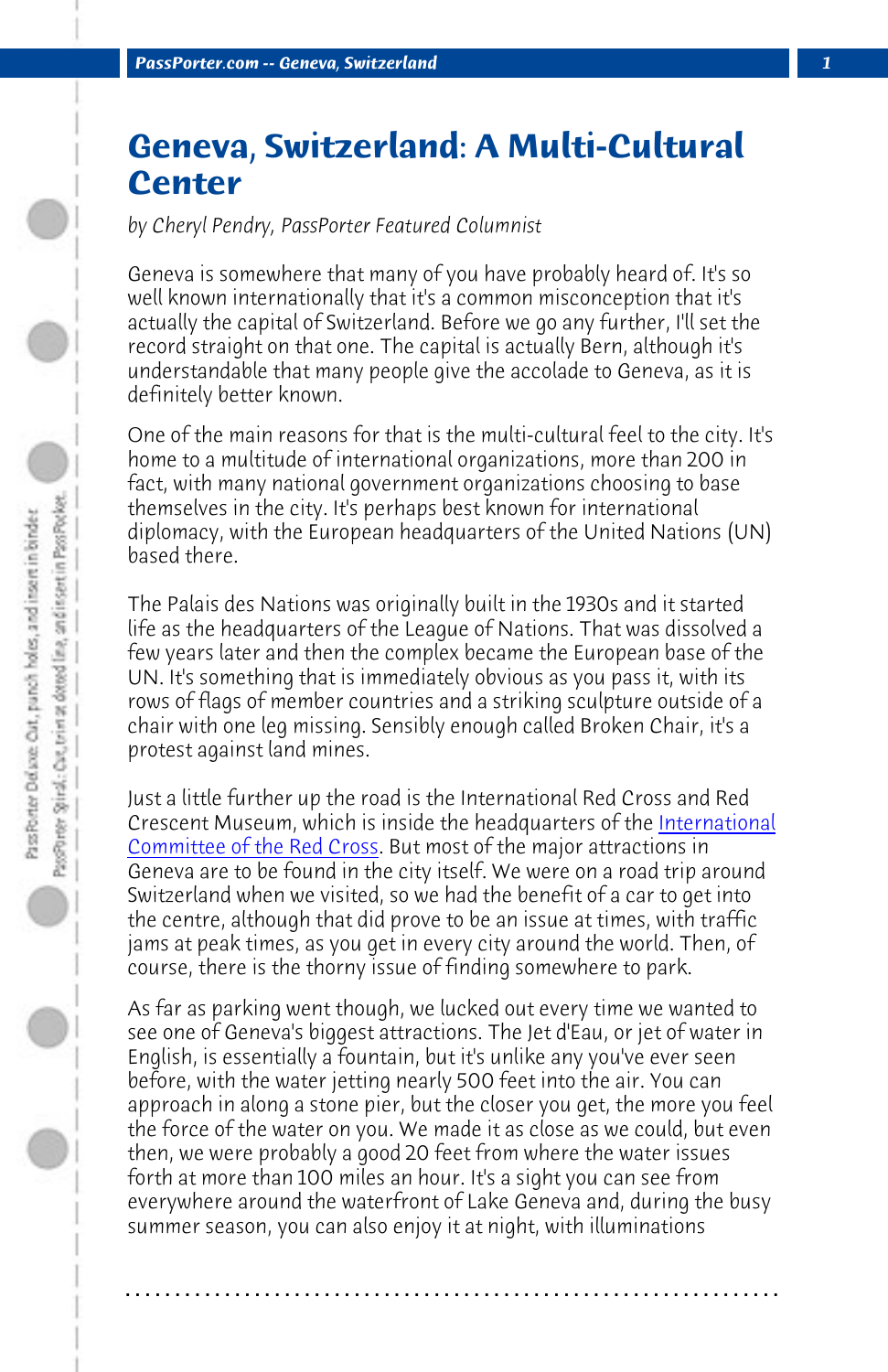# Geneva, Switzerland: A Multi-Cultural Center

*by Cheryl Pendry, PassPorter Featured Columnist*

Geneva is somewhere that many of you have probably heard of. It's so well known internationally that it's a common misconception that it's actually the capital of Switzerland. Before we go any further, I'll set the record straight on that one. The capital is actually Bern, although it's understandable that many people give the accolade to Geneva, as it is definitely better known.

One of the main reasons for that is the multi-cultural feel to the city. It's home to a multitude of international organizations, more than 200 in fact, with many national government organizations choosing to base themselves in the city. It's perhaps best known for international diplomacy, with the European headquarters of the United Nations (UN) based there.

The Palais des Nations was originally built in the 1930s and it started life as the headquarters of the League of Nations. That was dissolved a few years later and then the complex became the European base of the UN. It's something that is immediately obvious as you pass it, with its rows of flags of member countries and a striking sculpture outside of a chair with one leg missing. Sensibly enough called Broken Chair, it's a protest against land mines.

Just a little further up the road is the International Red Cross and Red Crescent Museum, which is inside the headquarters of the International Committee of the Red Cross. But most of the major attractions in Geneva are to be found in the city itself. We were on a road trip around Switzerland when we visited, so we had the benefit of a car to get into the centre, although that did prove to be an issue at times, with traffic jams at peak times, as you get in every city around the world. Then, of course, there is the thorny issue of finding somewhere to park.

As far as parking went though, we lucked out every time we wanted to see one of Geneva's biggest attractions. The Jet d'Eau, or jet of water in English, is essentially a fountain, but it's unlike any you've ever seen before, with the water jetting nearly 500 feet into the air. You can approach in along a stone pier, but the closer you get, the more you feel the force of the water on you. We made it as close as we could, but even then, we were probably a good 20 feet from where the water issues forth at more than 100 miles an hour. It's a sight you can see from everywhere around the waterfront of Lake Geneva and, during the busy summer season, you can also enjoy it at night, with illuminations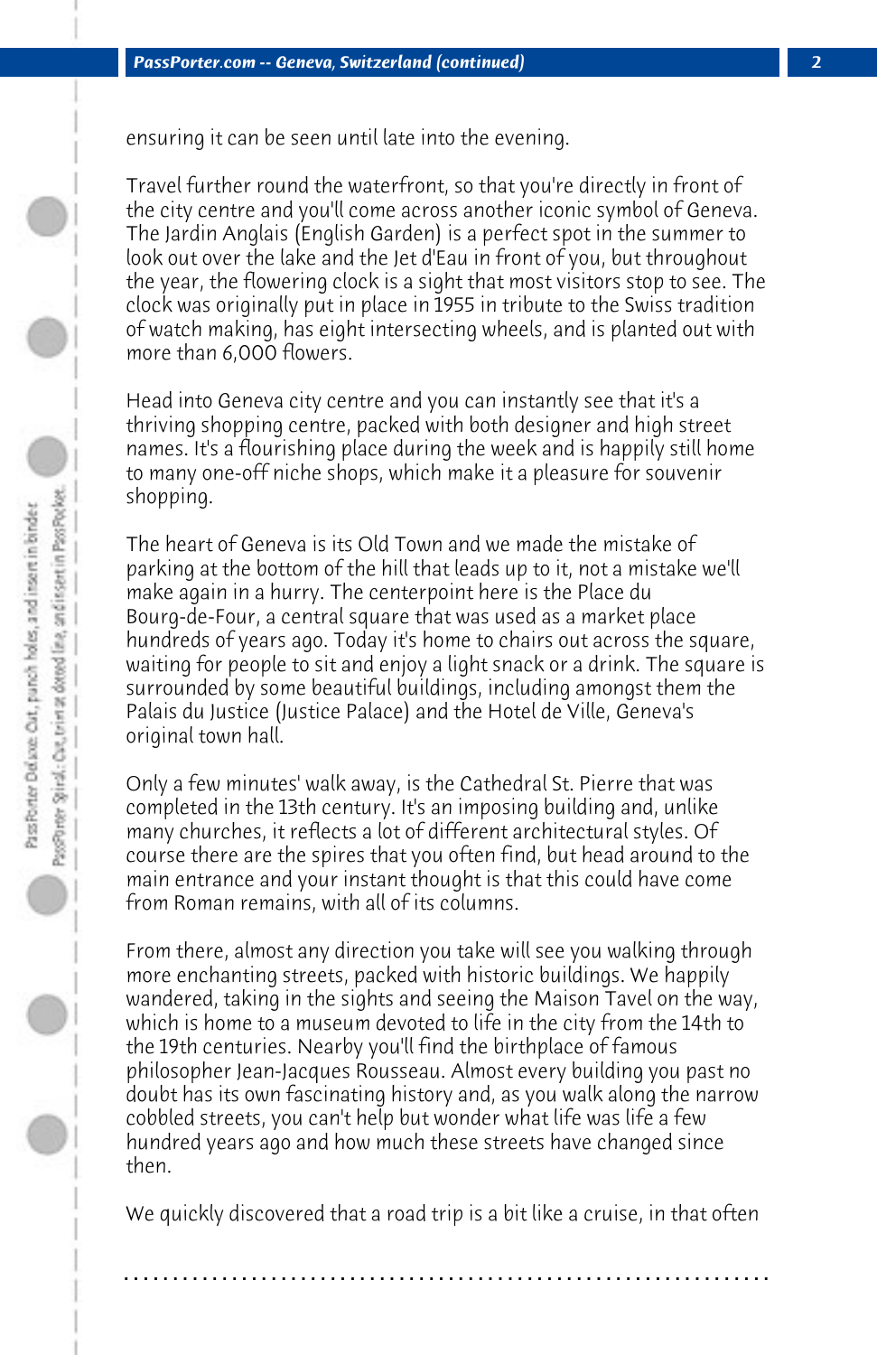ensuring it can be seen until late into the evening.

Travel further round the waterfront, so that you're directly in front of the city centre and you'll come across another iconic symbol of Geneva. The Jardin Anglais (English Garden) is a perfect spot in the summer to look out over the lake and the Jet d'Eau in front of you, but throughout the year, the flowering clock is a sight that most visitors stop to see. The clock was originally put in place in 1955 in tribute to the Swiss tradition of watch making, has eight intersecting wheels, and is planted out with more than 6,000 flowers.

Head into Geneva city centre and you can instantly see that it's a thriving shopping centre, packed with both designer and high street names. It's a flourishing place during the week and is happily still home to many one-off niche shops, which make it a pleasure for souvenir shopping.

The heart of Geneva is its Old Town and we made the mistake of parking at the bottom of the hill that leads up to it, not a mistake we'll make again in a hurry. The centerpoint here is the Place du Bourg-de-Four, a central square that was used as a market place hundreds of years ago. Today it's home to chairs out across the square, waiting for people to sit and enjoy a light snack or a drink. The square is surrounded by some beautiful buildings, including amongst them the Palais du Justice (Justice Palace) and the Hotel de Ville, Geneva's original town hall.

Only a few minutes' walk away, is the Cathedral St. Pierre that was completed in the 13th century. It's an imposing building and, unlike many churches, it reflects a lot of different architectural styles. Of course there are the spires that you often find, but head around to the main entrance and your instant thought is that this could have come from Roman remains, with all of its columns.

From there, almost any direction you take will see you walking through more enchanting streets, packed with historic buildings. We happily wandered, taking in the sights and seeing the Maison Tavel on the way, which is home to a museum devoted to life in the city from the 14th to the 19th centuries. Nearby you'll find the birthplace of famous philosopher Jean-Jacques Rousseau. Almost every building you past no doubt has its own fascinating history and, as you walk along the narrow cobbled streets, you can't help but wonder what life was life a few hundred years ago and how much these streets have changed since then.

We quickly discovered that a road trip is a bit like a cruise, in that often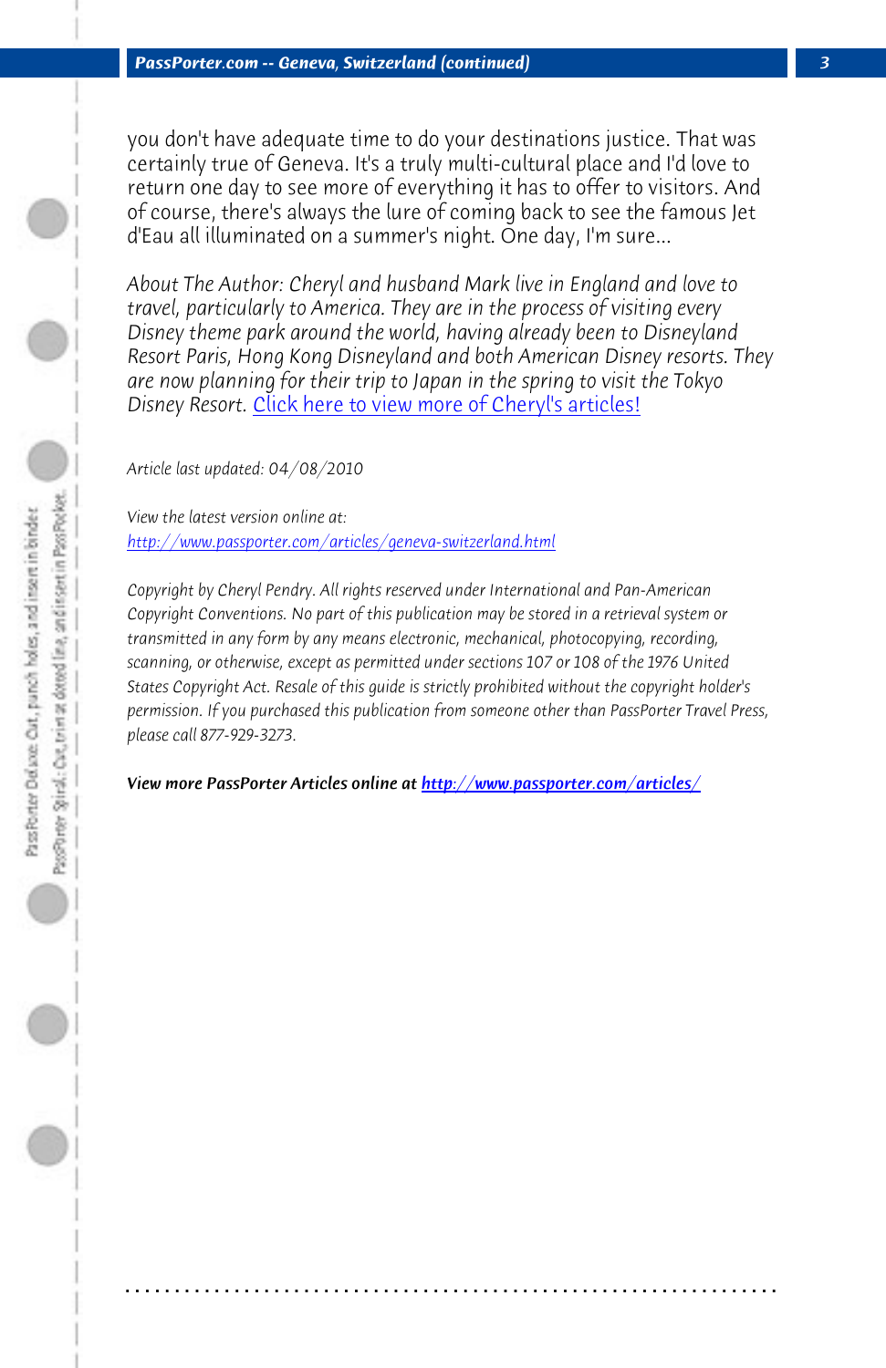you don't have adequate time to do your destinations justice. That was certainly true of Geneva. It's a truly multi-cultural place and I'd love to return one day to see more of everything it has to offer to visitors. And of course, there's always the lure of coming back to see the famous Jet d'Eau all illuminated on a summer's night. One day, I'm sure...

*About The Author: Cheryl and husband Mark live in England and love to travel, particularly to America. They are in the process of visiting every Disney theme park around the world, having already been to Disneyland Resort Paris, Hong Kong Disneyland and both American Disney resorts. They are now planning for their trip to Japan in the spring to visit the Tokyo Disney Resort.* Click here to view more of Cheryl's articles!

*Article last updated: 04/08/2010*

*View the latest version online at:*
*http://www.passporter.com/articles/geneva-switzerland.html*

*Copyright by Cheryl Pendry. All rights reserved under International and Pan-American Copyright Conventions. No part of this publication may be stored in a retrieval system or transmitted in any form by any means electronic, mechanical, photocopying, recording, scanning, or otherwise, except as permitted under sections 107 or 108 of the 1976 United States Copyright Act. Resale of this guide is strictly prohibited without the copyright holder's permission. If you purchased this publication from someone other than PassPorter Travel Press, please call 877-929-3273.*

***View more PassPorter Articles online at http://www.passporter.com/articles/***